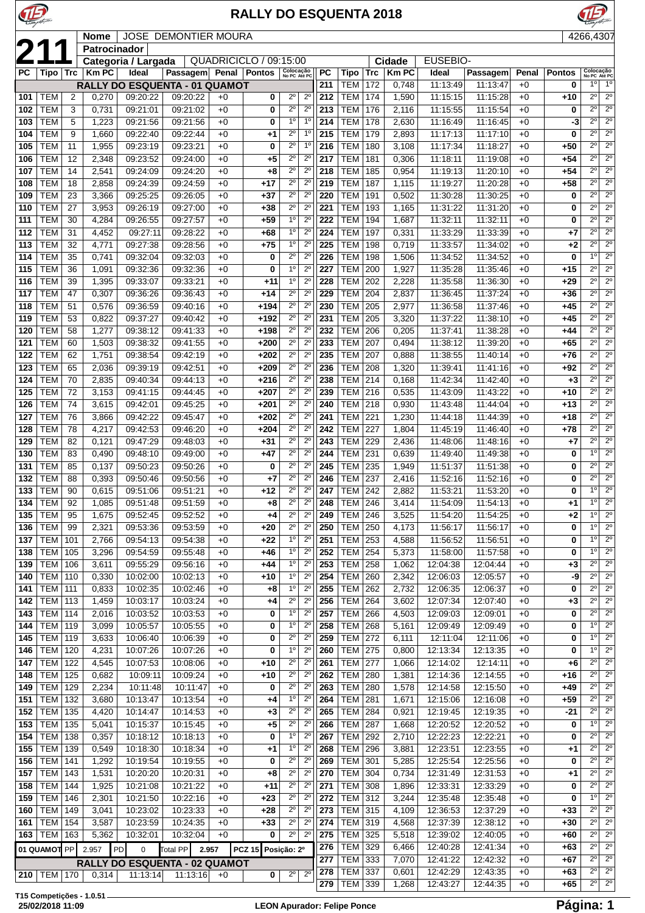# RALLY DO ESQUENTA 2018

**211**

**Nome:** JOSE DEMONTIER MOURA — 4266,4307

**Patrocinador:**

**Categoria / Largada:** QUADRICICLO / 09:15:00 — **Cidade:** EUSEBIO-

## RALLY DO ESQUENTA - 01 QUAMOT

| PC | Tipo | Trc | Km PC | Ideal | Passagem | Penal | Pontos | Colocação No PC | Colocação Até PC |
|---|---|---|---|---|---|---|---|---|---|
| 101 | TEM | 2 | 0,270 | 09:20:22 | 09:20:22 | +0 | 0 | 2º | 2º |
| 102 | TEM | 3 | 0,731 | 09:21:01 | 09:21:02 | +0 | 0 | 2º | 2º |
| 103 | TEM | 5 | 1,223 | 09:21:56 | 09:21:56 | +0 | 0 | 1º | 1º |
| 104 | TEM | 9 | 1,660 | 09:22:40 | 09:22:44 | +0 | +1 | 2º | 1º |
| 105 | TEM | 11 | 1,955 | 09:23:19 | 09:23:21 | +0 | 0 | 2º | 1º |
| 106 | TEM | 12 | 2,348 | 09:23:52 | 09:24:00 | +0 | +5 | 2º | 2º |
| 107 | TEM | 14 | 2,541 | 09:24:09 | 09:24:20 | +0 | +8 | 2º | 2º |
| 108 | TEM | 18 | 2,858 | 09:24:39 | 09:24:59 | +0 | +17 | 2º | 2º |
| 109 | TEM | 23 | 3,366 | 09:25:25 | 09:26:05 | +0 | +37 | 2º | 2º |
| 110 | TEM | 27 | 3,953 | 09:26:19 | 09:27:00 | +0 | +38 | 2º | 2º |
| 111 | TEM | 30 | 4,284 | 09:26:55 | 09:27:57 | +0 | +59 | 1º | 2º |
| 112 | TEM | 31 | 4,452 | 09:27:11 | 09:28:22 | +0 | +68 | 1º | 2º |
| 113 | TEM | 32 | 4,771 | 09:27:38 | 09:28:56 | +0 | +75 | 1º | 2º |
| 114 | TEM | 35 | 0,741 | 09:32:04 | 09:32:03 | +0 | 0 | 2º | 2º |
| 115 | TEM | 36 | 1,091 | 09:32:36 | 09:32:36 | +0 | 0 | 1º | 2º |
| 116 | TEM | 39 | 1,395 | 09:33:07 | 09:33:21 | +0 | +11 | 1º | 2º |
| 117 | TEM | 47 | 0,307 | 09:36:26 | 09:36:43 | +0 | +14 | 2º | 2º |
| 118 | TEM | 51 | 0,576 | 09:36:59 | 09:40:16 | +0 | +194 | 2º | 2º |
| 119 | TEM | 53 | 0,822 | 09:37:27 | 09:40:42 | +0 | +192 | 2º | 2º |
| 120 | TEM | 58 | 1,277 | 09:38:12 | 09:41:33 | +0 | +198 | 2º | 2º |
| 121 | TEM | 60 | 1,503 | 09:38:32 | 09:41:55 | +0 | +200 | 2º | 2º |
| 122 | TEM | 62 | 1,751 | 09:38:54 | 09:42:19 | +0 | +202 | 2º | 2º |
| 123 | TEM | 65 | 2,036 | 09:39:19 | 09:42:51 | +0 | +209 | 2º | 2º |
| 124 | TEM | 70 | 2,835 | 09:40:34 | 09:44:13 | +0 | +216 | 2º | 2º |
| 125 | TEM | 72 | 3,153 | 09:41:15 | 09:44:45 | +0 | +207 | 2º | 2º |
| 126 | TEM | 74 | 3,615 | 09:42:01 | 09:45:25 | +0 | +201 | 2º | 2º |
| 127 | TEM | 76 | 3,866 | 09:42:22 | 09:45:47 | +0 | +202 | 2º | 2º |
| 128 | TEM | 78 | 4,217 | 09:42:53 | 09:46:20 | +0 | +204 | 2º | 2º |
| 129 | TEM | 82 | 0,121 | 09:47:29 | 09:48:03 | +0 | +31 | 2º | 2º |
| 130 | TEM | 83 | 0,490 | 09:48:10 | 09:49:00 | +0 | +47 | 2º | 2º |
| 131 | TEM | 85 | 0,137 | 09:50:23 | 09:50:26 | +0 | 0 | 2º | 2º |
| 132 | TEM | 88 | 0,393 | 09:50:46 | 09:50:56 | +0 | +7 | 2º | 2º |
| 133 | TEM | 90 | 0,615 | 09:51:06 | 09:51:21 | +0 | +12 | 2º | 2º |
| 134 | TEM | 92 | 1,085 | 09:51:48 | 09:51:59 | +0 | +8 | 2º | 2º |
| 135 | TEM | 95 | 1,675 | 09:52:45 | 09:52:52 | +0 | +4 | 2º | 2º |
| 136 | TEM | 99 | 2,321 | 09:53:36 | 09:53:59 | +0 | +20 | 2º | 2º |
| 137 | TEM | 101 | 2,766 | 09:54:13 | 09:54:38 | +0 | +22 | 1º | 2º |
| 138 | TEM | 105 | 3,296 | 09:54:59 | 09:55:48 | +0 | +46 | 1º | 2º |
| 139 | TEM | 106 | 3,611 | 09:55:29 | 09:56:16 | +0 | +44 | 1º | 2º |
| 140 | TEM | 110 | 0,330 | 10:02:00 | 10:02:13 | +0 | +10 | 1º | 2º |
| 141 | TEM | 111 | 0,833 | 10:02:35 | 10:02:46 | +0 | +8 | 1º | 2º |
| 142 | TEM | 113 | 1,459 | 10:03:17 | 10:03:24 | +0 | +4 | 2º | 2º |
| 143 | TEM | 114 | 2,016 | 10:03:52 | 10:03:53 | +0 | 0 | 1º | 2º |
| 144 | TEM | 119 | 3,099 | 10:05:57 | 10:05:55 | +0 | 0 | 1º | 2º |
| 145 | TEM | 119 | 3,633 | 10:06:40 | 10:06:39 | +0 | 0 | 2º | 2º |
| 146 | TEM | 120 | 4,231 | 10:07:26 | 10:07:26 | +0 | 0 | 1º | 2º |
| 147 | TEM | 122 | 4,545 | 10:07:53 | 10:08:06 | +0 | +10 | 2º | 2º |
| 148 | TEM | 125 | 0,682 | 10:09:11 | 10:09:24 | +0 | +10 | 2º | 2º |
| 149 | TEM | 129 | 2,234 | 10:11:48 | 10:11:47 | +0 | 0 | 2º | 2º |
| 151 | TEM | 132 | 3,680 | 10:13:47 | 10:13:54 | +0 | +4 | 1º | 2º |
| 152 | TEM | 135 | 4,420 | 10:14:47 | 10:14:53 | +0 | +3 | 2º | 2º |
| 153 | TEM | 135 | 5,041 | 10:15:37 | 10:15:45 | +0 | +5 | 2º | 2º |
| 154 | TEM | 138 | 0,357 | 10:18:12 | 10:18:13 | +0 | 0 | 1º | 2º |
| 155 | TEM | 139 | 0,549 | 10:18:30 | 10:18:34 | +0 | +1 | 1º | 2º |
| 156 | TEM | 141 | 1,292 | 10:19:54 | 10:19:55 | +0 | 0 | 2º | 2º |
| 157 | TEM | 143 | 1,531 | 10:20:20 | 10:20:31 | +0 | +8 | 2º | 2º |
| 158 | TEM | 144 | 1,925 | 10:21:08 | 10:21:22 | +0 | +11 | 2º | 2º |
| 159 | TEM | 146 | 2,301 | 10:21:50 | 10:22:16 | +0 | +23 | 2º | 2º |
| 160 | TEM | 149 | 3,041 | 10:23:02 | 10:23:33 | +0 | +28 | 2º | 2º |
| 161 | TEM | 154 | 3,587 | 10:23:59 | 10:24:35 | +0 | +33 | 2º | 2º |
| 163 | TEM | 163 | 5,362 | 10:32:01 | 10:32:04 | +0 | 0 | 2º | 2º |

**01 QUAMOT** — PP: 2.957 — PD: 0 — Total PP: 2.957 — PCZ 15 — Posição: 2º

## RALLY DO ESQUENTA - 02 QUAMOT

| PC | Tipo | Trc | Km PC | Ideal | Passagem | Penal | Pontos | Colocação No PC | Colocação Até PC |
|---|---|---|---|---|---|---|---|---|---|
| 210 | TEM | 170 | 0,314 | 11:13:14 | 11:13:16 | +0 | 0 | 2º | 2º |
| 211 | TEM | 172 | 0,748 | 11:13:49 | 11:13:47 | +0 | 0 | 1º | 1º |
| 212 | TEM | 174 | 1,590 | 11:15:15 | 11:15:28 | +0 | +10 | 2º | 2º |
| 213 | TEM | 176 | 2,116 | 11:15:55 | 11:15:54 | +0 | 0 | 2º | 2º |
| 214 | TEM | 178 | 2,630 | 11:16:49 | 11:16:45 | +0 | -3 | 2º | 2º |
| 215 | TEM | 179 | 2,893 | 11:17:13 | 11:17:10 | +0 | 0 | 2º | 2º |
| 216 | TEM | 180 | 3,108 | 11:17:34 | 11:18:27 | +0 | +50 | 2º | 2º |
| 217 | TEM | 181 | 0,306 | 11:18:11 | 11:19:08 | +0 | +54 | 2º | 2º |
| 218 | TEM | 185 | 0,954 | 11:19:13 | 11:20:10 | +0 | +54 | 2º | 2º |
| 219 | TEM | 187 | 1,115 | 11:19:27 | 11:20:28 | +0 | +58 | 2º | 2º |
| 220 | TEM | 191 | 0,502 | 11:30:28 | 11:30:25 | +0 | 0 | 2º | 2º |
| 221 | TEM | 193 | 1,165 | 11:31:22 | 11:31:20 | +0 | 0 | 2º | 2º |
| 222 | TEM | 194 | 1,687 | 11:32:11 | 11:32:11 | +0 | 0 | 2º | 2º |
| 224 | TEM | 197 | 0,331 | 11:33:29 | 11:33:39 | +0 | +7 | 2º | 2º |
| 225 | TEM | 198 | 0,719 | 11:33:57 | 11:34:02 | +0 | +2 | 2º | 2º |
| 226 | TEM | 198 | 1,506 | 11:34:52 | 11:34:52 | +0 | 0 | 1º | 2º |
| 227 | TEM | 200 | 1,927 | 11:35:28 | 11:35:46 | +0 | +15 | 2º | 2º |
| 228 | TEM | 202 | 2,228 | 11:35:58 | 11:36:30 | +0 | +29 | 2º | 2º |
| 229 | TEM | 204 | 2,837 | 11:36:45 | 11:37:24 | +0 | +36 | 2º | 2º |
| 230 | TEM | 205 | 2,977 | 11:36:58 | 11:37:46 | +0 | +45 | 2º | 2º |
| 231 | TEM | 205 | 3,320 | 11:37:22 | 11:38:10 | +0 | +45 | 2º | 2º |
| 232 | TEM | 206 | 0,205 | 11:37:41 | 11:38:28 | +0 | +44 | 2º | 2º |
| 233 | TEM | 207 | 0,494 | 11:38:12 | 11:39:20 | +0 | +65 | 2º | 2º |
| 235 | TEM | 207 | 0,888 | 11:38:55 | 11:40:14 | +0 | +76 | 2º | 2º |
| 236 | TEM | 208 | 1,320 | 11:39:41 | 11:41:16 | +0 | +92 | 2º | 2º |
| 238 | TEM | 214 | 0,168 | 11:42:34 | 11:42:40 | +0 | +3 | 2º | 2º |
| 239 | TEM | 216 | 0,535 | 11:43:09 | 11:43:22 | +0 | +10 | 2º | 2º |
| 240 | TEM | 218 | 0,930 | 11:43:48 | 11:44:04 | +0 | +13 | 2º | 2º |
| 241 | TEM | 221 | 1,230 | 11:44:18 | 11:44:39 | +0 | +18 | 2º | 2º |
| 242 | TEM | 227 | 1,804 | 11:45:19 | 11:46:40 | +0 | +78 | 2º | 2º |
| 243 | TEM | 229 | 2,436 | 11:48:06 | 11:48:16 | +0 | +7 | 2º | 2º |
| 244 | TEM | 231 | 0,639 | 11:49:40 | 11:49:38 | +0 | 0 | 1º | 2º |
| 245 | TEM | 235 | 1,949 | 11:51:37 | 11:51:38 | +0 | 0 | 2º | 2º |
| 246 | TEM | 237 | 2,416 | 11:52:16 | 11:52:16 | +0 | 0 | 2º | 2º |
| 247 | TEM | 242 | 2,882 | 11:53:21 | 11:53:20 | +0 | 0 | 1º | 2º |
| 248 | TEM | 246 | 3,414 | 11:54:09 | 11:54:13 | +0 | +1 | 1º | 2º |
| 249 | TEM | 246 | 3,525 | 11:54:20 | 11:54:25 | +0 | +2 | 1º | 2º |
| 250 | TEM | 250 | 4,173 | 11:56:17 | 11:56:17 | +0 | 0 | 1º | 2º |
| 251 | TEM | 253 | 4,588 | 11:56:52 | 11:56:51 | +0 | 0 | 1º | 2º |
| 252 | TEM | 254 | 5,373 | 11:58:00 | 11:57:58 | +0 | 0 | 1º | 2º |
| 253 | TEM | 258 | 1,062 | 12:04:38 | 12:04:44 | +0 | +3 | 2º | 2º |
| 254 | TEM | 260 | 2,342 | 12:06:03 | 12:05:57 | +0 | -9 | 2º | 2º |
| 255 | TEM | 262 | 2,732 | 12:06:35 | 12:06:37 | +0 | 0 | 2º | 2º |
| 256 | TEM | 264 | 3,602 | 12:07:34 | 12:07:40 | +0 | +3 | 2º | 2º |
| 257 | TEM | 266 | 4,503 | 12:09:03 | 12:09:01 | +0 | 0 | 2º | 2º |
| 258 | TEM | 268 | 5,161 | 12:09:49 | 12:09:49 | +0 | 0 | 1º | 2º |
| 259 | TEM | 272 | 6,111 | 12:11:04 | 12:11:06 | +0 | 0 | 1º | 2º |
| 260 | TEM | 275 | 0,800 | 12:13:34 | 12:13:35 | +0 | 0 | 1º | 2º |
| 261 | TEM | 277 | 1,066 | 12:14:02 | 12:14:11 | +0 | +6 | 2º | 2º |
| 262 | TEM | 280 | 1,381 | 12:14:36 | 12:14:55 | +0 | +16 | 2º | 2º |
| 263 | TEM | 280 | 1,578 | 12:14:58 | 12:15:50 | +0 | +49 | 2º | 2º |
| 264 | TEM | 281 | 1,671 | 12:15:06 | 12:16:08 | +0 | +59 | 2º | 2º |
| 265 | TEM | 284 | 0,921 | 12:19:45 | 12:19:35 | +0 | -21 | 2º | 2º |
| 266 | TEM | 287 | 1,668 | 12:20:52 | 12:20:52 | +0 | 0 | 1º | 2º |
| 267 | TEM | 292 | 2,710 | 12:22:23 | 12:22:21 | +0 | 0 | 2º | 2º |
| 268 | TEM | 296 | 3,881 | 12:23:51 | 12:23:55 | +0 | +1 | 2º | 2º |
| 269 | TEM | 301 | 5,285 | 12:25:54 | 12:25:56 | +0 | 0 | 2º | 2º |
| 270 | TEM | 304 | 0,734 | 12:31:49 | 12:31:53 | +0 | +1 | 2º | 2º |
| 271 | TEM | 308 | 1,896 | 12:33:31 | 12:33:29 | +0 | 0 | 2º | 2º |
| 272 | TEM | 312 | 3,244 | 12:35:48 | 12:35:48 | +0 | 0 | 1º | 2º |
| 273 | TEM | 315 | 4,109 | 12:36:53 | 12:37:29 | +0 | +33 | 2º | 2º |
| 274 | TEM | 319 | 4,568 | 12:37:39 | 12:38:12 | +0 | +30 | 2º | 2º |
| 275 | TEM | 325 | 5,518 | 12:39:02 | 12:40:05 | +0 | +60 | 2º | 2º |
| 276 | TEM | 329 | 6,466 | 12:40:28 | 12:41:34 | +0 | +63 | 2º | 2º |
| 277 | TEM | 333 | 7,070 | 12:41:22 | 12:42:32 | +0 | +67 | 2º | 2º |
| 278 | TEM | 337 | 0,601 | 12:42:29 | 12:43:35 | +0 | +63 | 2º | 2º |
| 279 | TEM | 339 | 1,268 | 12:43:27 | 12:44:35 | +0 | +65 | 2º | 2º |

T15 Competições - 1.0.51
25/02/2018 11:09 — LEON Apurador: Felipe Ponce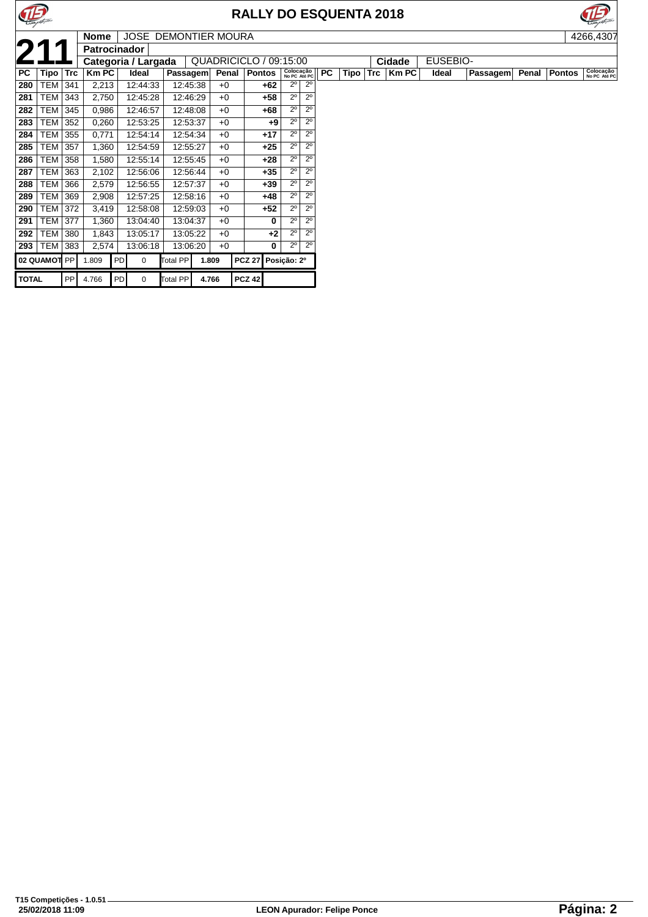# RALLY DO ESQUENTA 2018

**211**

**Nome** JOSE DEMONTIER MOURA — 4266,4307

**Patrocinador**

**Categoria / Largada** QUADRICICLO / 09:15:00 — **Cidade** EUSEBIO-

| PC | Tipo | Trc | Km PC | Ideal | Passagem | Penal | Pontos | Colocação No PC | Colocação Até PC |
|---|---|---|---|---|---|---|---|---|---|
| 280 | TEM | 341 | 2,213 | 12:44:33 | 12:45:38 | +0 | +62 | 2º | 2º |
| 281 | TEM | 343 | 2,750 | 12:45:28 | 12:46:29 | +0 | +58 | 2º | 2º |
| 282 | TEM | 345 | 0,986 | 12:46:57 | 12:48:08 | +0 | +68 | 2º | 2º |
| 283 | TEM | 352 | 0,260 | 12:53:25 | 12:53:37 | +0 | +9 | 2º | 2º |
| 284 | TEM | 355 | 0,771 | 12:54:14 | 12:54:34 | +0 | +17 | 2º | 2º |
| 285 | TEM | 357 | 1,360 | 12:54:59 | 12:55:27 | +0 | +25 | 2º | 2º |
| 286 | TEM | 358 | 1,580 | 12:55:14 | 12:55:45 | +0 | +28 | 2º | 2º |
| 287 | TEM | 363 | 2,102 | 12:56:06 | 12:56:44 | +0 | +35 | 2º | 2º |
| 288 | TEM | 366 | 2,579 | 12:56:55 | 12:57:37 | +0 | +39 | 2º | 2º |
| 289 | TEM | 369 | 2,908 | 12:57:25 | 12:58:16 | +0 | +48 | 2º | 2º |
| 290 | TEM | 372 | 3,419 | 12:58:08 | 12:59:03 | +0 | +52 | 2º | 2º |
| 291 | TEM | 377 | 1,360 | 13:04:40 | 13:04:37 | +0 | 0 | 2º | 2º |
| 292 | TEM | 380 | 1,843 | 13:05:17 | 13:05:22 | +0 | +2 | 2º | 2º |
| 293 | TEM | 383 | 2,574 | 13:06:18 | 13:06:20 | +0 | 0 | 2º | 2º |

| 02 QUAMOT | PP | 1.809 | PD | 0 | Total PP | 1.809 | PCZ 27 | Posição: 2º |
|---|---|---|---|---|---|---|---|---|
| TOTAL | PP | 4.766 | PD | 0 | Total PP | 4.766 | PCZ 42 | |

T15 Competições - 1.0.51
25/02/2018 11:09

LEON Apurador: Felipe Ponce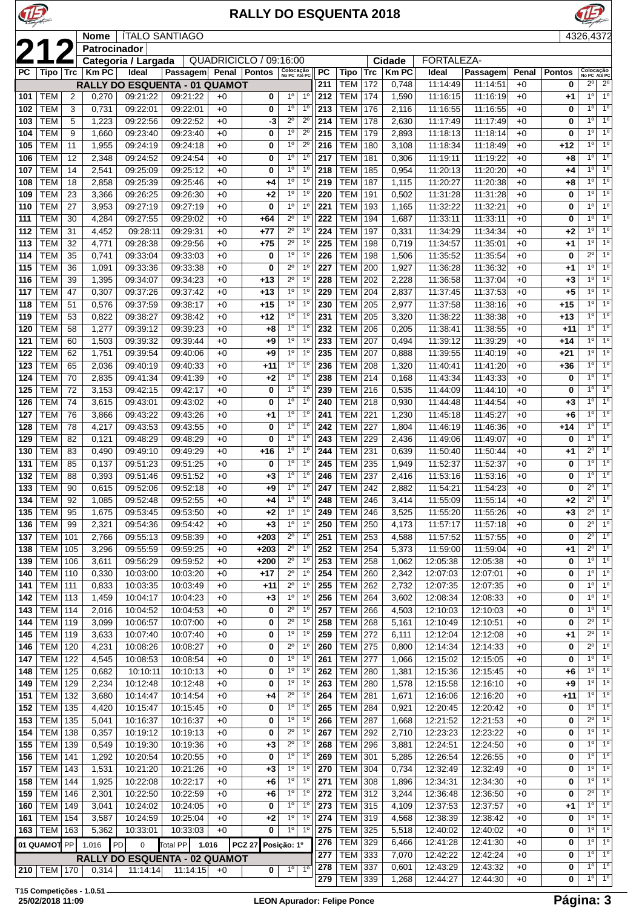# RALLY DO ESQUENTA 2018

**212**

**Nome:** ÍTALO SANTIAGO — 4326,4372

**Patrocinador:**

**Categoria / Largada:** QUADRICICLO / 09:16:00

**Cidade:** FORTALEZA-

| PC | Tipo | Trc | Km PC | Ideal | Passagem | Penal | Pontos | Colocação No PC | Colocação Até PC |
|---|---|---|---|---|---|---|---|---|---|
| **RALLY DO ESQUENTA - 01 QUAMOT** | | | | | | | | | |
| 101 | TEM | 2 | 0,270 | 09:21:22 | 09:21:22 | +0 | 0 | 1º | 1º |
| 102 | TEM | 3 | 0,731 | 09:22:01 | 09:22:01 | +0 | 0 | 1º | 1º |
| 103 | TEM | 5 | 1,223 | 09:22:56 | 09:22:52 | +0 | -3 | 2º | 2º |
| 104 | TEM | 9 | 1,660 | 09:23:40 | 09:23:40 | +0 | 0 | 1º | 2º |
| 105 | TEM | 11 | 1,955 | 09:24:19 | 09:24:18 | +0 | 0 | 1º | 2º |
| 106 | TEM | 12 | 2,348 | 09:24:52 | 09:24:54 | +0 | 0 | 1º | 1º |
| 107 | TEM | 14 | 2,541 | 09:25:09 | 09:25:12 | +0 | 0 | 1º | 1º |
| 108 | TEM | 18 | 2,858 | 09:25:39 | 09:25:46 | +0 | +4 | 1º | 1º |
| 109 | TEM | 23 | 3,366 | 09:26:25 | 09:26:30 | +0 | +2 | 1º | 1º |
| 110 | TEM | 27 | 3,953 | 09:27:19 | 09:27:19 | +0 | 0 | 1º | 1º |
| 111 | TEM | 30 | 4,284 | 09:27:55 | 09:29:02 | +0 | +64 | 2º | 1º |
| 112 | TEM | 31 | 4,452 | 09:28:11 | 09:29:31 | +0 | +77 | 2º | 1º |
| 113 | TEM | 32 | 4,771 | 09:28:38 | 09:29:56 | +0 | +75 | 2º | 1º |
| 114 | TEM | 35 | 0,741 | 09:33:04 | 09:33:03 | +0 | 0 | 1º | 1º |
| 115 | TEM | 36 | 1,091 | 09:33:36 | 09:33:38 | +0 | 0 | 2º | 1º |
| 116 | TEM | 39 | 1,395 | 09:34:07 | 09:34:23 | +0 | +13 | 2º | 1º |
| 117 | TEM | 47 | 0,307 | 09:37:26 | 09:37:42 | +0 | +13 | 1º | 1º |
| 118 | TEM | 51 | 0,576 | 09:37:59 | 09:38:17 | +0 | +15 | 1º | 1º |
| 119 | TEM | 53 | 0,822 | 09:38:27 | 09:38:42 | +0 | +12 | 1º | 1º |
| 120 | TEM | 58 | 1,277 | 09:39:12 | 09:39:23 | +0 | +8 | 1º | 1º |
| 121 | TEM | 60 | 1,503 | 09:39:32 | 09:39:44 | +0 | +9 | 1º | 1º |
| 122 | TEM | 62 | 1,751 | 09:39:54 | 09:40:06 | +0 | +9 | 1º | 1º |
| 123 | TEM | 65 | 2,036 | 09:40:19 | 09:40:33 | +0 | +11 | 1º | 1º |
| 124 | TEM | 70 | 2,835 | 09:41:34 | 09:41:39 | +0 | +2 | 1º | 1º |
| 125 | TEM | 72 | 3,153 | 09:42:15 | 09:42:17 | +0 | 0 | 1º | 1º |
| 126 | TEM | 74 | 3,615 | 09:43:01 | 09:43:02 | +0 | 0 | 1º | 1º |
| 127 | TEM | 76 | 3,866 | 09:43:22 | 09:43:26 | +0 | +1 | 1º | 1º |
| 128 | TEM | 78 | 4,217 | 09:43:53 | 09:43:55 | +0 | 0 | 1º | 1º |
| 129 | TEM | 82 | 0,121 | 09:48:29 | 09:48:29 | +0 | 0 | 1º | 1º |
| 130 | TEM | 83 | 0,490 | 09:49:10 | 09:49:29 | +0 | +16 | 1º | 1º |
| 131 | TEM | 85 | 0,137 | 09:51:23 | 09:51:25 | +0 | 0 | 1º | 1º |
| 132 | TEM | 88 | 0,393 | 09:51:46 | 09:51:52 | +0 | +3 | 1º | 1º |
| 133 | TEM | 90 | 0,615 | 09:52:06 | 09:52:18 | +0 | +9 | 1º | 1º |
| 134 | TEM | 92 | 1,085 | 09:52:48 | 09:52:55 | +0 | +4 | 1º | 1º |
| 135 | TEM | 95 | 1,675 | 09:53:45 | 09:53:50 | +0 | +2 | 1º | 1º |
| 136 | TEM | 99 | 2,321 | 09:54:36 | 09:54:42 | +0 | +3 | 1º | 1º |
| 137 | TEM | 101 | 2,766 | 09:55:13 | 09:58:39 | +0 | +203 | 2º | 1º |
| 138 | TEM | 105 | 3,296 | 09:55:59 | 09:59:25 | +0 | +203 | 2º | 1º |
| 139 | TEM | 106 | 3,611 | 09:56:29 | 09:59:52 | +0 | +200 | 2º | 1º |
| 140 | TEM | 110 | 0,330 | 10:03:00 | 10:03:20 | +0 | +17 | 2º | 1º |
| 141 | TEM | 111 | 0,833 | 10:03:35 | 10:03:49 | +0 | +11 | 2º | 1º |
| 142 | TEM | 113 | 1,459 | 10:04:17 | 10:04:23 | +0 | +3 | 1º | 1º |
| 143 | TEM | 114 | 2,016 | 10:04:52 | 10:04:53 | +0 | 0 | 2º | 1º |
| 144 | TEM | 119 | 3,099 | 10:06:57 | 10:07:00 | +0 | 0 | 2º | 1º |
| 145 | TEM | 119 | 3,633 | 10:07:40 | 10:07:40 | +0 | 0 | 1º | 1º |
| 146 | TEM | 120 | 4,231 | 10:08:26 | 10:08:27 | +0 | 0 | 2º | 1º |
| 147 | TEM | 122 | 4,545 | 10:08:53 | 10:08:54 | +0 | 0 | 1º | 1º |
| 148 | TEM | 125 | 0,682 | 10:10:11 | 10:10:13 | +0 | 0 | 1º | 1º |
| 149 | TEM | 129 | 2,234 | 10:12:48 | 10:12:48 | +0 | 0 | 1º | 1º |
| 151 | TEM | 132 | 3,680 | 10:14:47 | 10:14:54 | +0 | +4 | 2º | 1º |
| 152 | TEM | 135 | 4,420 | 10:15:47 | 10:15:45 | +0 | 0 | 1º | 1º |
| 153 | TEM | 135 | 5,041 | 10:16:37 | 10:16:37 | +0 | 0 | 1º | 1º |
| 154 | TEM | 138 | 0,357 | 10:19:12 | 10:19:13 | +0 | 0 | 2º | 1º |
| 155 | TEM | 139 | 0,549 | 10:19:30 | 10:19:36 | +0 | +3 | 2º | 1º |
| 156 | TEM | 141 | 1,292 | 10:20:54 | 10:20:55 | +0 | 0 | 1º | 1º |
| 157 | TEM | 143 | 1,531 | 10:21:20 | 10:21:26 | +0 | +3 | 1º | 1º |
| 158 | TEM | 144 | 1,925 | 10:22:08 | 10:22:17 | +0 | +6 | 1º | 1º |
| 159 | TEM | 146 | 2,301 | 10:22:50 | 10:22:59 | +0 | +6 | 1º | 1º |
| 160 | TEM | 149 | 3,041 | 10:24:02 | 10:24:05 | +0 | 0 | 1º | 1º |
| 161 | TEM | 154 | 3,587 | 10:24:59 | 10:25:04 | +0 | +2 | 1º | 1º |
| 163 | TEM | 163 | 5,362 | 10:33:01 | 10:33:03 | +0 | 0 | 1º | 1º |
| **01 QUAMOT** | PP | 1.016 | PD | 0 | Total PP | 1.016 | PCZ 27 | Posição: 1º | |
| **RALLY DO ESQUENTA - 02 QUAMOT** | | | | | | | | | |
| 210 | TEM | 170 | 0,314 | 11:14:14 | 11:14:15 | +0 | 0 | 1º | 1º |
| 211 | TEM | 172 | 0,748 | 11:14:49 | 11:14:51 | +0 | 0 | 2º | 2º |
| 212 | TEM | 174 | 1,590 | 11:16:15 | 11:16:19 | +0 | +1 | 1º | 1º |
| 213 | TEM | 176 | 2,116 | 11:16:55 | 11:16:55 | +0 | 0 | 1º | 1º |
| 214 | TEM | 178 | 2,630 | 11:17:49 | 11:17:49 | +0 | 0 | 1º | 1º |
| 215 | TEM | 179 | 2,893 | 11:18:13 | 11:18:14 | +0 | 0 | 1º | 1º |
| 216 | TEM | 180 | 3,108 | 11:18:34 | 11:18:49 | +0 | +12 | 1º | 1º |
| 217 | TEM | 181 | 0,306 | 11:19:11 | 11:19:22 | +0 | +8 | 1º | 1º |
| 218 | TEM | 185 | 0,954 | 11:20:13 | 11:20:20 | +0 | +4 | 1º | 1º |
| 219 | TEM | 187 | 1,115 | 11:20:27 | 11:20:38 | +0 | +8 | 1º | 1º |
| 220 | TEM | 191 | 0,502 | 11:31:28 | 11:31:28 | +0 | 0 | 1º | 1º |
| 221 | TEM | 193 | 1,165 | 11:32:22 | 11:32:21 | +0 | 0 | 1º | 1º |
| 222 | TEM | 194 | 1,687 | 11:33:11 | 11:33:11 | +0 | 0 | 1º | 1º |
| 224 | TEM | 197 | 0,331 | 11:34:29 | 11:34:34 | +0 | +2 | 1º | 1º |
| 225 | TEM | 198 | 0,719 | 11:34:57 | 11:35:01 | +0 | +1 | 1º | 1º |
| 226 | TEM | 198 | 1,506 | 11:35:52 | 11:35:54 | +0 | 0 | 2º | 1º |
| 227 | TEM | 200 | 1,927 | 11:36:28 | 11:36:32 | +0 | +1 | 1º | 1º |
| 228 | TEM | 202 | 2,228 | 11:36:58 | 11:37:04 | +0 | +3 | 1º | 1º |
| 229 | TEM | 204 | 2,837 | 11:37:45 | 11:37:53 | +0 | +5 | 1º | 1º |
| 230 | TEM | 205 | 2,977 | 11:37:58 | 11:38:16 | +0 | +15 | 1º | 1º |
| 231 | TEM | 205 | 3,320 | 11:38:22 | 11:38:38 | +0 | +13 | 1º | 1º |
| 232 | TEM | 206 | 0,205 | 11:38:41 | 11:38:55 | +0 | +11 | 1º | 1º |
| 233 | TEM | 207 | 0,494 | 11:39:12 | 11:39:29 | +0 | +14 | 1º | 1º |
| 235 | TEM | 207 | 0,888 | 11:39:55 | 11:40:19 | +0 | +21 | 1º | 1º |
| 236 | TEM | 208 | 1,320 | 11:40:41 | 11:41:20 | +0 | +36 | 1º | 1º |
| 238 | TEM | 214 | 0,168 | 11:43:34 | 11:43:33 | +0 | 0 | 1º | 1º |
| 239 | TEM | 216 | 0,535 | 11:44:09 | 11:44:10 | +0 | 0 | 1º | 1º |
| 240 | TEM | 218 | 0,930 | 11:44:48 | 11:44:54 | +0 | +3 | 1º | 1º |
| 241 | TEM | 221 | 1,230 | 11:45:18 | 11:45:27 | +0 | +6 | 1º | 1º |
| 242 | TEM | 227 | 1,804 | 11:46:19 | 11:46:36 | +0 | +14 | 1º | 1º |
| 243 | TEM | 229 | 2,436 | 11:49:06 | 11:49:07 | +0 | 0 | 1º | 1º |
| 244 | TEM | 231 | 0,639 | 11:50:40 | 11:50:44 | +0 | +1 | 2º | 1º |
| 245 | TEM | 235 | 1,949 | 11:52:37 | 11:52:37 | +0 | 0 | 1º | 1º |
| 246 | TEM | 237 | 2,416 | 11:53:16 | 11:53:16 | +0 | 0 | 1º | 1º |
| 247 | TEM | 242 | 2,882 | 11:54:21 | 11:54:23 | +0 | 0 | 2º | 1º |
| 248 | TEM | 246 | 3,414 | 11:55:09 | 11:55:14 | +0 | +2 | 2º | 1º |
| 249 | TEM | 246 | 3,525 | 11:55:20 | 11:55:26 | +0 | +3 | 2º | 1º |
| 250 | TEM | 250 | 4,173 | 11:57:17 | 11:57:18 | +0 | 0 | 2º | 1º |
| 251 | TEM | 253 | 4,588 | 11:57:52 | 11:57:55 | +0 | 0 | 2º | 1º |
| 252 | TEM | 254 | 5,373 | 11:59:00 | 11:59:04 | +0 | +1 | 2º | 1º |
| 253 | TEM | 258 | 1,062 | 12:05:38 | 12:05:38 | +0 | 0 | 1º | 1º |
| 254 | TEM | 260 | 2,342 | 12:07:03 | 12:07:01 | +0 | 0 | 1º | 1º |
| 255 | TEM | 262 | 2,732 | 12:07:35 | 12:07:35 | +0 | 0 | 1º | 1º |
| 256 | TEM | 264 | 3,602 | 12:08:34 | 12:08:33 | +0 | 0 | 1º | 1º |
| 257 | TEM | 266 | 4,503 | 12:10:03 | 12:10:03 | +0 | 0 | 1º | 1º |
| 258 | TEM | 268 | 5,161 | 12:10:49 | 12:10:51 | +0 | 0 | 2º | 1º |
| 259 | TEM | 272 | 6,111 | 12:12:04 | 12:12:08 | +0 | +1 | 2º | 1º |
| 260 | TEM | 275 | 0,800 | 12:14:34 | 12:14:33 | +0 | 0 | 2º | 1º |
| 261 | TEM | 277 | 1,066 | 12:15:02 | 12:15:05 | +0 | 0 | 1º | 1º |
| 262 | TEM | 280 | 1,381 | 12:15:36 | 12:15:45 | +0 | +6 | 1º | 1º |
| 263 | TEM | 280 | 1,578 | 12:15:58 | 12:16:10 | +0 | +9 | 1º | 1º |
| 264 | TEM | 281 | 1,671 | 12:16:06 | 12:16:20 | +0 | +11 | 1º | 1º |
| 265 | TEM | 284 | 0,921 | 12:20:45 | 12:20:42 | +0 | 0 | 1º | 1º |
| 266 | TEM | 287 | 1,668 | 12:21:52 | 12:21:53 | +0 | 0 | 2º | 1º |
| 267 | TEM | 292 | 2,710 | 12:23:23 | 12:23:22 | +0 | 0 | 1º | 1º |
| 268 | TEM | 296 | 3,881 | 12:24:51 | 12:24:50 | +0 | 0 | 1º | 1º |
| 269 | TEM | 301 | 5,285 | 12:26:54 | 12:26:55 | +0 | 0 | 1º | 1º |
| 270 | TEM | 304 | 0,734 | 12:32:49 | 12:32:49 | +0 | 0 | 1º | 1º |
| 271 | TEM | 308 | 1,896 | 12:34:31 | 12:34:30 | +0 | 0 | 1º | 1º |
| 272 | TEM | 312 | 3,244 | 12:36:48 | 12:36:50 | +0 | 0 | 2º | 1º |
| 273 | TEM | 315 | 4,109 | 12:37:53 | 12:37:57 | +0 | +1 | 1º | 1º |
| 274 | TEM | 319 | 4,568 | 12:38:39 | 12:38:42 | +0 | 0 | 1º | 1º |
| 275 | TEM | 325 | 5,518 | 12:40:02 | 12:40:02 | +0 | 0 | 1º | 1º |
| 276 | TEM | 329 | 6,466 | 12:41:28 | 12:41:30 | +0 | 0 | 1º | 1º |
| 277 | TEM | 333 | 7,070 | 12:42:22 | 12:42:24 | +0 | 0 | 1º | 1º |
| 278 | TEM | 337 | 0,601 | 12:43:29 | 12:43:32 | +0 | 0 | 1º | 1º |
| 279 | TEM | 339 | 1,268 | 12:44:27 | 12:44:30 | +0 | 0 | 1º | 1º |

T15 Competições - 1.0.51
25/02/2018 11:09 — LEON Apurador: Felipe Ponce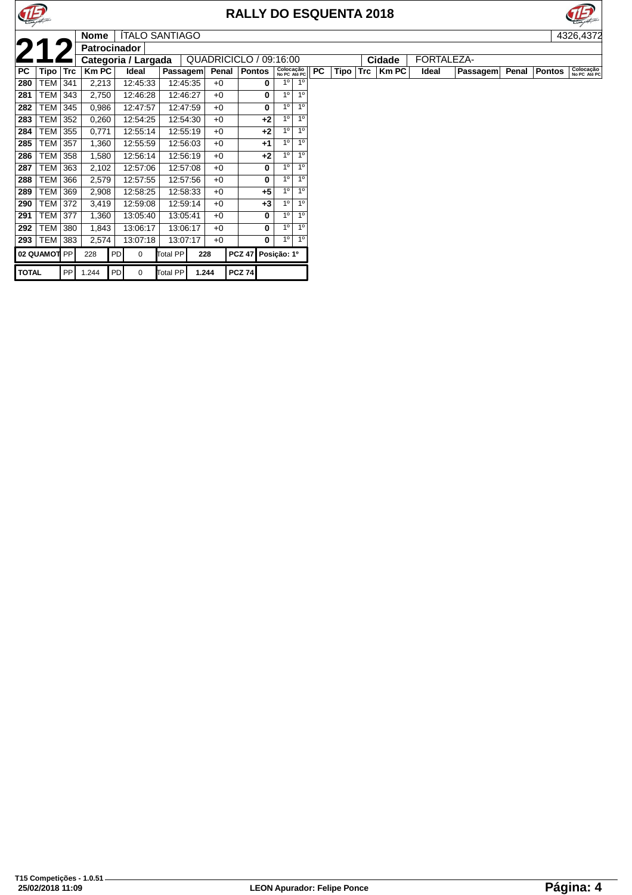# RALLY DO ESQUENTA 2018

**212**

**Nome** ÍTALO SANTIAGO — 4326,4372

**Patrocinador**

**Categoria / Largada** QUADRICICLO / 09:16:00 — **Cidade** FORTALEZA-

| PC | Tipo | Trc | Km PC | Ideal | Passagem | Penal | Pontos | Colocação No PC | Colocação Até PC |
|---|---|---|---|---|---|---|---|---|---|
| 280 | TEM | 341 | 2,213 | 12:45:33 | 12:45:35 | +0 | 0 | 1º | 1º |
| 281 | TEM | 343 | 2,750 | 12:46:28 | 12:46:27 | +0 | 0 | 1º | 1º |
| 282 | TEM | 345 | 0,986 | 12:47:57 | 12:47:59 | +0 | 0 | 1º | 1º |
| 283 | TEM | 352 | 0,260 | 12:54:25 | 12:54:30 | +0 | +2 | 1º | 1º |
| 284 | TEM | 355 | 0,771 | 12:55:14 | 12:55:19 | +0 | +2 | 1º | 1º |
| 285 | TEM | 357 | 1,360 | 12:55:59 | 12:56:03 | +0 | +1 | 1º | 1º |
| 286 | TEM | 358 | 1,580 | 12:56:14 | 12:56:19 | +0 | +2 | 1º | 1º |
| 287 | TEM | 363 | 2,102 | 12:57:06 | 12:57:08 | +0 | 0 | 1º | 1º |
| 288 | TEM | 366 | 2,579 | 12:57:55 | 12:57:56 | +0 | 0 | 1º | 1º |
| 289 | TEM | 369 | 2,908 | 12:58:25 | 12:58:33 | +0 | +5 | 1º | 1º |
| 290 | TEM | 372 | 3,419 | 12:59:08 | 12:59:14 | +0 | +3 | 1º | 1º |
| 291 | TEM | 377 | 1,360 | 13:05:40 | 13:05:41 | +0 | 0 | 1º | 1º |
| 292 | TEM | 380 | 1,843 | 13:06:17 | 13:06:17 | +0 | 0 | 1º | 1º |
| 293 | TEM | 383 | 2,574 | 13:07:18 | 13:07:17 | +0 | 0 | 1º | 1º |

| | | | | | | | | | |
|---|---|---|---|---|---|---|---|---|---|
| 02 QUAMOT | PP | 228 | PD | 0 | Total PP | 228 | PCZ 47 | Posição: 1º | |
| TOTAL | PP | 1.244 | PD | 0 | Total PP | 1.244 | PCZ 74 | | |

T15 Competições - 1.0.51
25/02/2018 11:09

LEON Apurador: Felipe Ponce